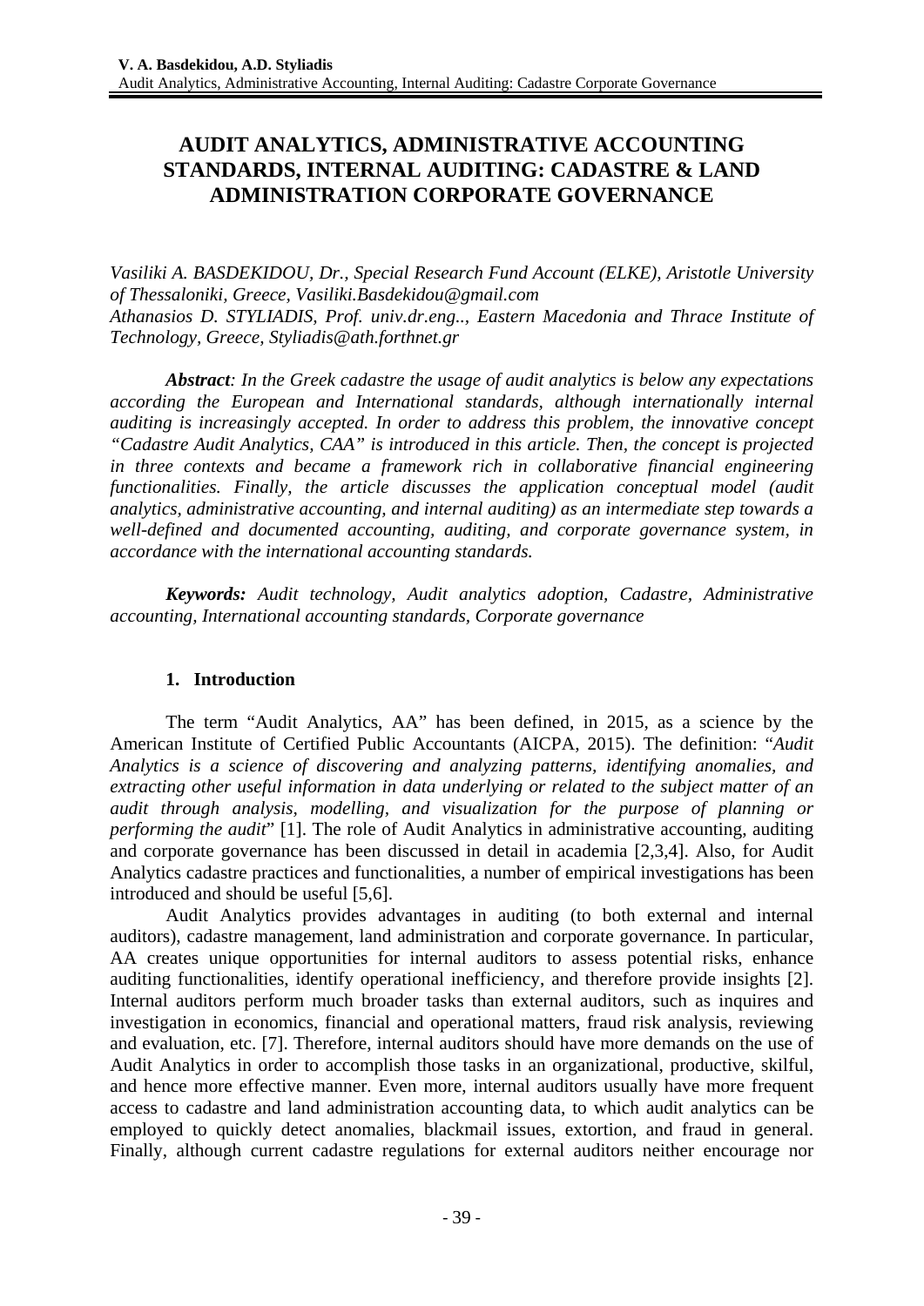# AUDIT ANALYTICS, ADMINISTRATIVE ACCOUNTING STANDARDS, INTERNAL AUDITING: CADASTRE & LAND ADMINISTRATION CORPORATE GOVERNANCE

*Vasiliki A. BASDEKIDOU, Dr., Special Research Fund Account (ELKE), Aristotle University of Thessaloniki, Greece, Vasiliki.Basdekidou@gmail.com*
*Athanasios D. STYLIADIS, Prof. univ.dr.eng.., Eastern Macedonia and Thrace Institute of Technology, Greece, Styliadis@ath.forthnet.gr*

***Abstract**: In the Greek cadastre the usage of audit analytics is below any expectations according the European and International standards, although internationally internal auditing is increasingly accepted. In order to address this problem, the innovative concept "Cadastre Audit Analytics, CAA" is introduced in this article. Then, the concept is projected in three contexts and became a framework rich in collaborative financial engineering functionalities. Finally, the article discusses the application conceptual model (audit analytics, administrative accounting, and internal auditing) as an intermediate step towards a well-defined and documented accounting, auditing, and corporate governance system, in accordance with the international accounting standards.*

***Keywords:** Audit technology, Audit analytics adoption, Cadastre, Administrative accounting, International accounting standards, Corporate governance*

## 1. Introduction

The term "Audit Analytics, AA" has been defined, in 2015, as a science by the American Institute of Certified Public Accountants (AICPA, 2015). The definition: "*Audit Analytics is a science of discovering and analyzing patterns, identifying anomalies, and extracting other useful information in data underlying or related to the subject matter of an audit through analysis, modelling, and visualization for the purpose of planning or performing the audit*" [1]. The role of Audit Analytics in administrative accounting, auditing and corporate governance has been discussed in detail in academia [2,3,4]. Also, for Audit Analytics cadastre practices and functionalities, a number of empirical investigations has been introduced and should be useful [5,6].

Audit Analytics provides advantages in auditing (to both external and internal auditors), cadastre management, land administration and corporate governance. In particular, AA creates unique opportunities for internal auditors to assess potential risks, enhance auditing functionalities, identify operational inefficiency, and therefore provide insights [2]. Internal auditors perform much broader tasks than external auditors, such as inquires and investigation in economics, financial and operational matters, fraud risk analysis, reviewing and evaluation, etc. [7]. Therefore, internal auditors should have more demands on the use of Audit Analytics in order to accomplish those tasks in an organizational, productive, skilful, and hence more effective manner. Even more, internal auditors usually have more frequent access to cadastre and land administration accounting data, to which audit analytics can be employed to quickly detect anomalies, blackmail issues, extortion, and fraud in general. Finally, although current cadastre regulations for external auditors neither encourage nor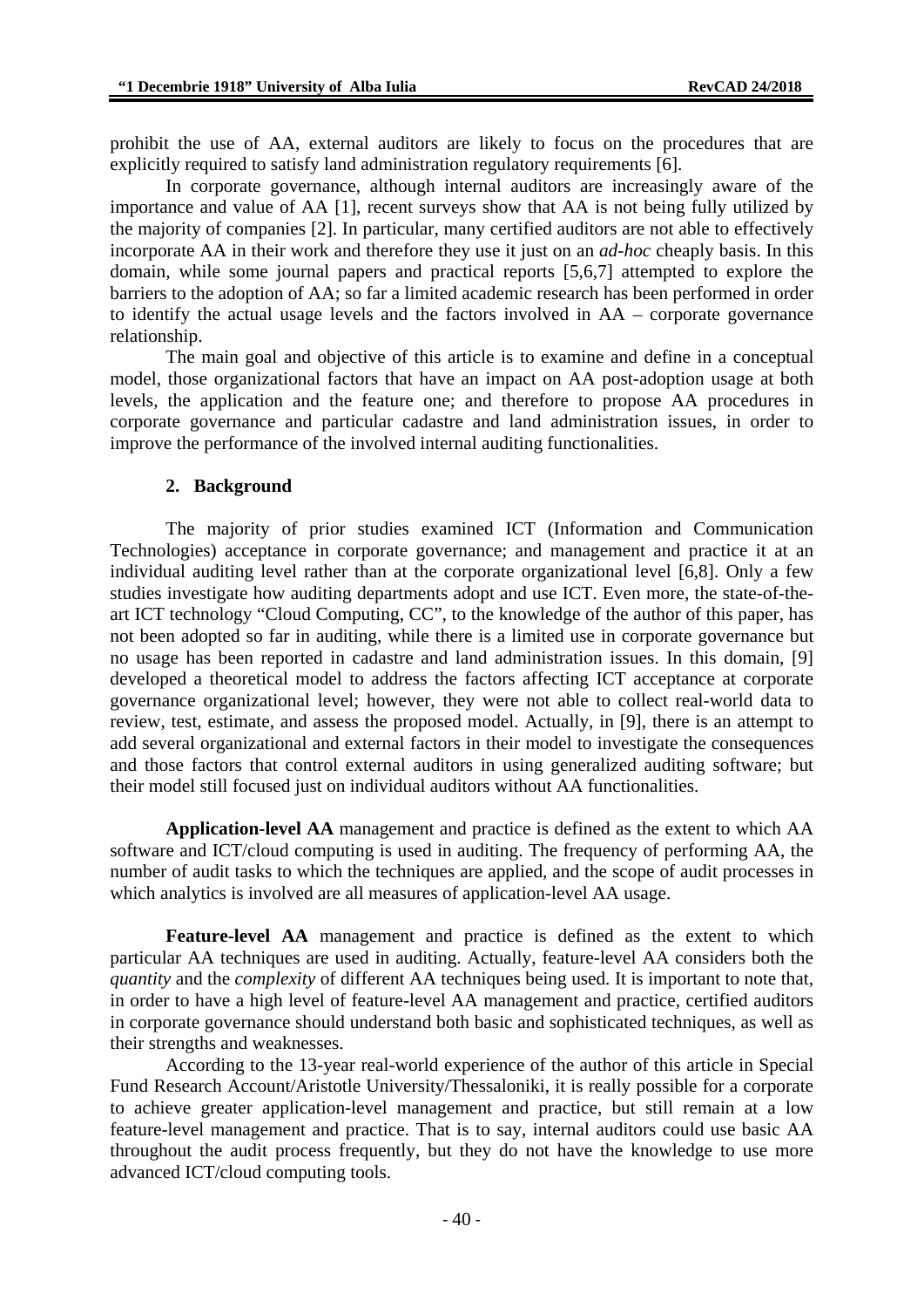prohibit the use of AA, external auditors are likely to focus on the procedures that are explicitly required to satisfy land administration regulatory requirements [6].

In corporate governance, although internal auditors are increasingly aware of the importance and value of AA [1], recent surveys show that AA is not being fully utilized by the majority of companies [2]. In particular, many certified auditors are not able to effectively incorporate AA in their work and therefore they use it just on an *ad-hoc* cheaply basis. In this domain, while some journal papers and practical reports [5,6,7] attempted to explore the barriers to the adoption of AA; so far a limited academic research has been performed in order to identify the actual usage levels and the factors involved in AA – corporate governance relationship.

The main goal and objective of this article is to examine and define in a conceptual model, those organizational factors that have an impact on AA post-adoption usage at both levels, the application and the feature one; and therefore to propose AA procedures in corporate governance and particular cadastre and land administration issues, in order to improve the performance of the involved internal auditing functionalities.

## 2. Background

The majority of prior studies examined ICT (Information and Communication Technologies) acceptance in corporate governance; and management and practice it at an individual auditing level rather than at the corporate organizational level [6,8]. Only a few studies investigate how auditing departments adopt and use ICT. Even more, the state-of-the-art ICT technology "Cloud Computing, CC", to the knowledge of the author of this paper, has not been adopted so far in auditing, while there is a limited use in corporate governance but no usage has been reported in cadastre and land administration issues. In this domain, [9] developed a theoretical model to address the factors affecting ICT acceptance at corporate governance organizational level; however, they were not able to collect real-world data to review, test, estimate, and assess the proposed model. Actually, in [9], there is an attempt to add several organizational and external factors in their model to investigate the consequences and those factors that control external auditors in using generalized auditing software; but their model still focused just on individual auditors without AA functionalities.

**Application-level AA** management and practice is defined as the extent to which AA software and ICT/cloud computing is used in auditing. The frequency of performing AA, the number of audit tasks to which the techniques are applied, and the scope of audit processes in which analytics is involved are all measures of application-level AA usage.

**Feature-level AA** management and practice is defined as the extent to which particular AA techniques are used in auditing. Actually, feature-level AA considers both the *quantity* and the *complexity* of different AA techniques being used. It is important to note that, in order to have a high level of feature-level AA management and practice, certified auditors in corporate governance should understand both basic and sophisticated techniques, as well as their strengths and weaknesses.

According to the 13-year real-world experience of the author of this article in Special Fund Research Account/Aristotle University/Thessaloniki, it is really possible for a corporate to achieve greater application-level management and practice, but still remain at a low feature-level management and practice. That is to say, internal auditors could use basic AA throughout the audit process frequently, but they do not have the knowledge to use more advanced ICT/cloud computing tools.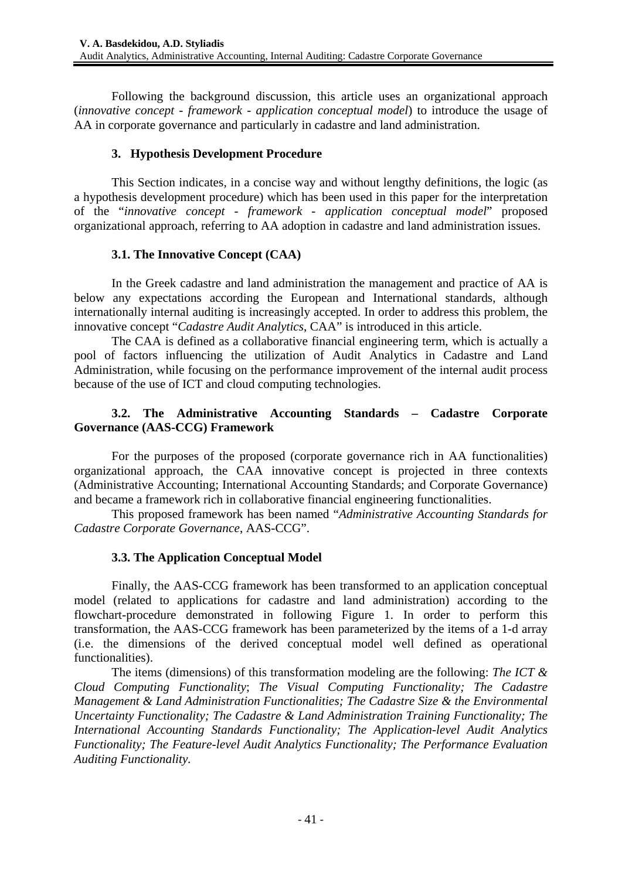Following the background discussion, this article uses an organizational approach (*innovative concept - framework - application conceptual model*) to introduce the usage of AA in corporate governance and particularly in cadastre and land administration.

## 3. Hypothesis Development Procedure

This Section indicates, in a concise way and without lengthy definitions, the logic (as a hypothesis development procedure) which has been used in this paper for the interpretation of the "*innovative concept - framework - application conceptual model*" proposed organizational approach, referring to AA adoption in cadastre and land administration issues.

### 3.1. The Innovative Concept (CAA)

In the Greek cadastre and land administration the management and practice of AA is below any expectations according the European and International standards, although internationally internal auditing is increasingly accepted. In order to address this problem, the innovative concept "*Cadastre Audit Analytics*, CAA" is introduced in this article.

The CAA is defined as a collaborative financial engineering term, which is actually a pool of factors influencing the utilization of Audit Analytics in Cadastre and Land Administration, while focusing on the performance improvement of the internal audit process because of the use of ICT and cloud computing technologies.

### 3.2. The Administrative Accounting Standards – Cadastre Corporate Governance (AAS-CCG) Framework

For the purposes of the proposed (corporate governance rich in AA functionalities) organizational approach, the CAA innovative concept is projected in three contexts (Administrative Accounting; International Accounting Standards; and Corporate Governance) and became a framework rich in collaborative financial engineering functionalities.

This proposed framework has been named "*Administrative Accounting Standards for Cadastre Corporate Governance*, AAS-CCG".

### 3.3. The Application Conceptual Model

Finally, the AAS-CCG framework has been transformed to an application conceptual model (related to applications for cadastre and land administration) according to the flowchart-procedure demonstrated in following Figure 1. In order to perform this transformation, the AAS-CCG framework has been parameterized by the items of a 1-d array (i.e. the dimensions of the derived conceptual model well defined as operational functionalities).

The items (dimensions) of this transformation modeling are the following: *The ICT & Cloud Computing Functionality*; *The Visual Computing Functionality; The Cadastre Management & Land Administration Functionalities; The Cadastre Size & the Environmental Uncertainty Functionality; The Cadastre & Land Administration Training Functionality; The International Accounting Standards Functionality; The Application-level Audit Analytics Functionality; The Feature-level Audit Analytics Functionality; The Performance Evaluation Auditing Functionality.*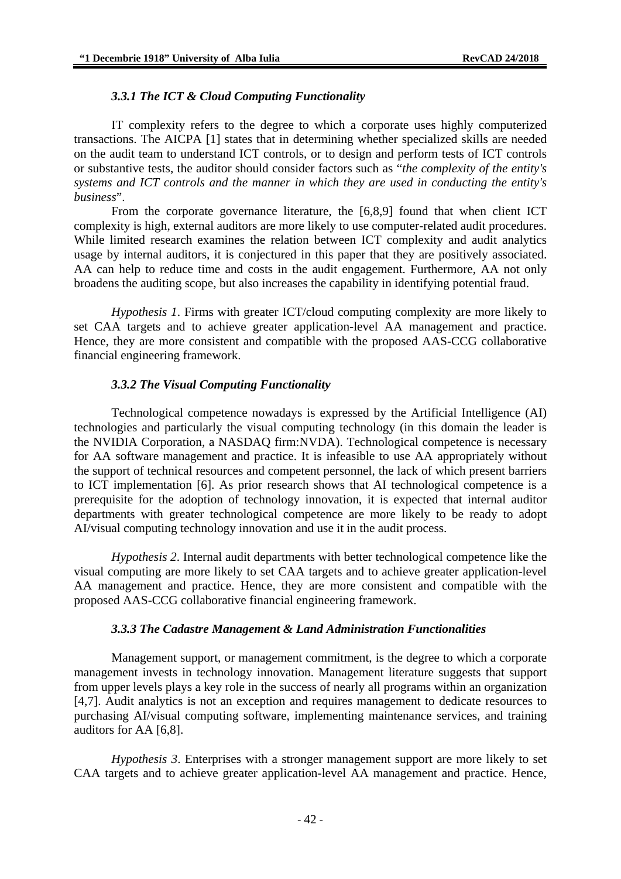### *3.3.1 The ICT & Cloud Computing Functionality*

IT complexity refers to the degree to which a corporate uses highly computerized transactions. The AICPA [1] states that in determining whether specialized skills are needed on the audit team to understand ICT controls, or to design and perform tests of ICT controls or substantive tests, the auditor should consider factors such as "*the complexity of the entity's systems and ICT controls and the manner in which they are used in conducting the entity's business*".

From the corporate governance literature, the [6,8,9] found that when client ICT complexity is high, external auditors are more likely to use computer-related audit procedures. While limited research examines the relation between ICT complexity and audit analytics usage by internal auditors, it is conjectured in this paper that they are positively associated. AA can help to reduce time and costs in the audit engagement. Furthermore, AA not only broadens the auditing scope, but also increases the capability in identifying potential fraud.

*Hypothesis 1*. Firms with greater ICT/cloud computing complexity are more likely to set CAA targets and to achieve greater application-level AA management and practice. Hence, they are more consistent and compatible with the proposed AAS-CCG collaborative financial engineering framework.

### *3.3.2 The Visual Computing Functionality*

Technological competence nowadays is expressed by the Artificial Intelligence (AI) technologies and particularly the visual computing technology (in this domain the leader is the NVIDIA Corporation, a NASDAQ firm:NVDA). Technological competence is necessary for AA software management and practice. It is infeasible to use AA appropriately without the support of technical resources and competent personnel, the lack of which present barriers to ICT implementation [6]. As prior research shows that AI technological competence is a prerequisite for the adoption of technology innovation, it is expected that internal auditor departments with greater technological competence are more likely to be ready to adopt AI/visual computing technology innovation and use it in the audit process.

*Hypothesis 2*. Internal audit departments with better technological competence like the visual computing are more likely to set CAA targets and to achieve greater application-level AA management and practice. Hence, they are more consistent and compatible with the proposed AAS-CCG collaborative financial engineering framework.

### *3.3.3 The Cadastre Management & Land Administration Functionalities*

Management support, or management commitment, is the degree to which a corporate management invests in technology innovation. Management literature suggests that support from upper levels plays a key role in the success of nearly all programs within an organization [4,7]. Audit analytics is not an exception and requires management to dedicate resources to purchasing AI/visual computing software, implementing maintenance services, and training auditors for AA [6,8].

*Hypothesis 3*. Enterprises with a stronger management support are more likely to set CAA targets and to achieve greater application-level AA management and practice. Hence,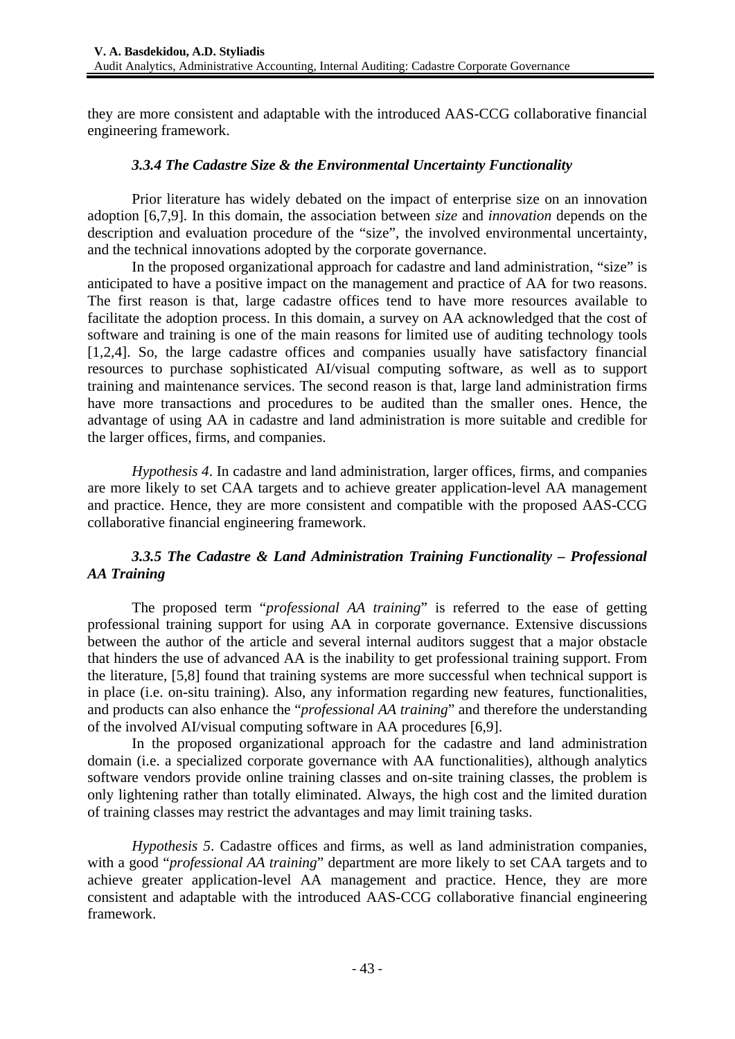they are more consistent and adaptable with the introduced AAS-CCG collaborative financial engineering framework.

### *3.3.4 The Cadastre Size & the Environmental Uncertainty Functionality*

Prior literature has widely debated on the impact of enterprise size on an innovation adoption [6,7,9]. In this domain, the association between *size* and *innovation* depends on the description and evaluation procedure of the "size", the involved environmental uncertainty, and the technical innovations adopted by the corporate governance.

In the proposed organizational approach for cadastre and land administration, "size" is anticipated to have a positive impact on the management and practice of AA for two reasons. The first reason is that, large cadastre offices tend to have more resources available to facilitate the adoption process. In this domain, a survey on AA acknowledged that the cost of software and training is one of the main reasons for limited use of auditing technology tools [1,2,4]. So, the large cadastre offices and companies usually have satisfactory financial resources to purchase sophisticated AI/visual computing software, as well as to support training and maintenance services. The second reason is that, large land administration firms have more transactions and procedures to be audited than the smaller ones. Hence, the advantage of using AA in cadastre and land administration is more suitable and credible for the larger offices, firms, and companies.

*Hypothesis 4*. In cadastre and land administration, larger offices, firms, and companies are more likely to set CAA targets and to achieve greater application-level AA management and practice. Hence, they are more consistent and compatible with the proposed AAS-CCG collaborative financial engineering framework.

### *3.3.5 The Cadastre & Land Administration Training Functionality – Professional AA Training*

The proposed term "*professional AA training*" is referred to the ease of getting professional training support for using AA in corporate governance. Extensive discussions between the author of the article and several internal auditors suggest that a major obstacle that hinders the use of advanced AA is the inability to get professional training support. From the literature, [5,8] found that training systems are more successful when technical support is in place (i.e. on-situ training). Also, any information regarding new features, functionalities, and products can also enhance the "*professional AA training*" and therefore the understanding of the involved AI/visual computing software in AA procedures [6,9].

In the proposed organizational approach for the cadastre and land administration domain (i.e. a specialized corporate governance with AA functionalities), although analytics software vendors provide online training classes and on-site training classes, the problem is only lightening rather than totally eliminated. Always, the high cost and the limited duration of training classes may restrict the advantages and may limit training tasks.

*Hypothesis 5*. Cadastre offices and firms, as well as land administration companies, with a good "*professional AA training*" department are more likely to set CAA targets and to achieve greater application-level AA management and practice. Hence, they are more consistent and adaptable with the introduced AAS-CCG collaborative financial engineering framework.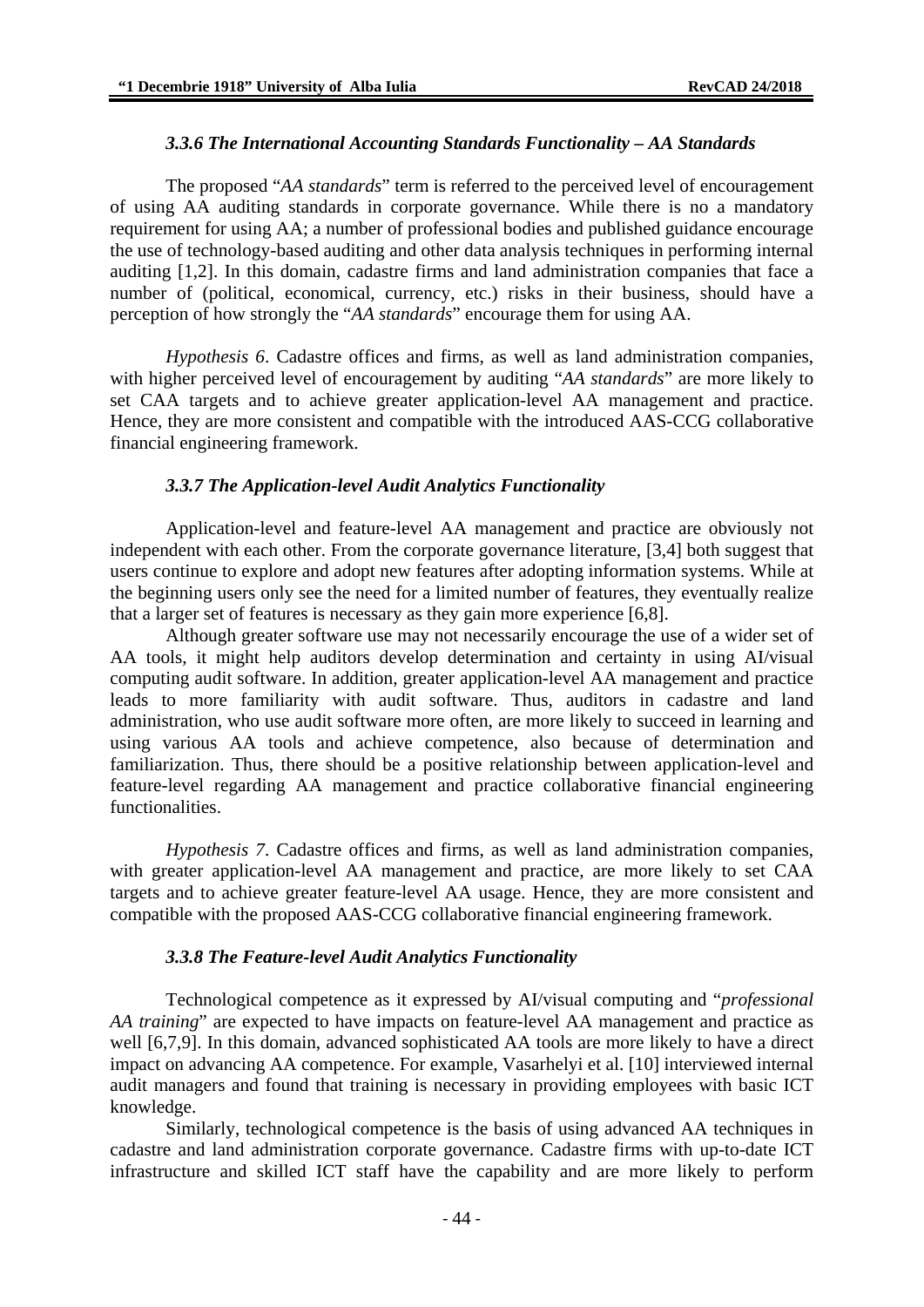### *3.3.6 The International Accounting Standards Functionality – AA Standards*

The proposed "*AA standards*" term is referred to the perceived level of encouragement of using AA auditing standards in corporate governance. While there is no a mandatory requirement for using AA; a number of professional bodies and published guidance encourage the use of technology-based auditing and other data analysis techniques in performing internal auditing [1,2]. In this domain, cadastre firms and land administration companies that face a number of (political, economical, currency, etc.) risks in their business, should have a perception of how strongly the "*AA standards*" encourage them for using AA.

*Hypothesis 6*. Cadastre offices and firms, as well as land administration companies, with higher perceived level of encouragement by auditing "*AA standards*" are more likely to set CAA targets and to achieve greater application-level AA management and practice. Hence, they are more consistent and compatible with the introduced AAS-CCG collaborative financial engineering framework.

### *3.3.7 The Application-level Audit Analytics Functionality*

Application-level and feature-level AA management and practice are obviously not independent with each other. From the corporate governance literature, [3,4] both suggest that users continue to explore and adopt new features after adopting information systems. While at the beginning users only see the need for a limited number of features, they eventually realize that a larger set of features is necessary as they gain more experience [6,8].

Although greater software use may not necessarily encourage the use of a wider set of AA tools, it might help auditors develop determination and certainty in using AI/visual computing audit software. In addition, greater application-level AA management and practice leads to more familiarity with audit software. Thus, auditors in cadastre and land administration, who use audit software more often, are more likely to succeed in learning and using various AA tools and achieve competence, also because of determination and familiarization. Thus, there should be a positive relationship between application-level and feature-level regarding AA management and practice collaborative financial engineering functionalities.

*Hypothesis 7*. Cadastre offices and firms, as well as land administration companies, with greater application-level AA management and practice, are more likely to set CAA targets and to achieve greater feature-level AA usage. Hence, they are more consistent and compatible with the proposed AAS-CCG collaborative financial engineering framework.

### *3.3.8 The Feature-level Audit Analytics Functionality*

Technological competence as it expressed by AI/visual computing and "*professional AA training*" are expected to have impacts on feature-level AA management and practice as well [6,7,9]. In this domain, advanced sophisticated AA tools are more likely to have a direct impact on advancing AA competence. For example, Vasarhelyi et al. [10] interviewed internal audit managers and found that training is necessary in providing employees with basic ICT knowledge.

Similarly, technological competence is the basis of using advanced AA techniques in cadastre and land administration corporate governance. Cadastre firms with up-to-date ICT infrastructure and skilled ICT staff have the capability and are more likely to perform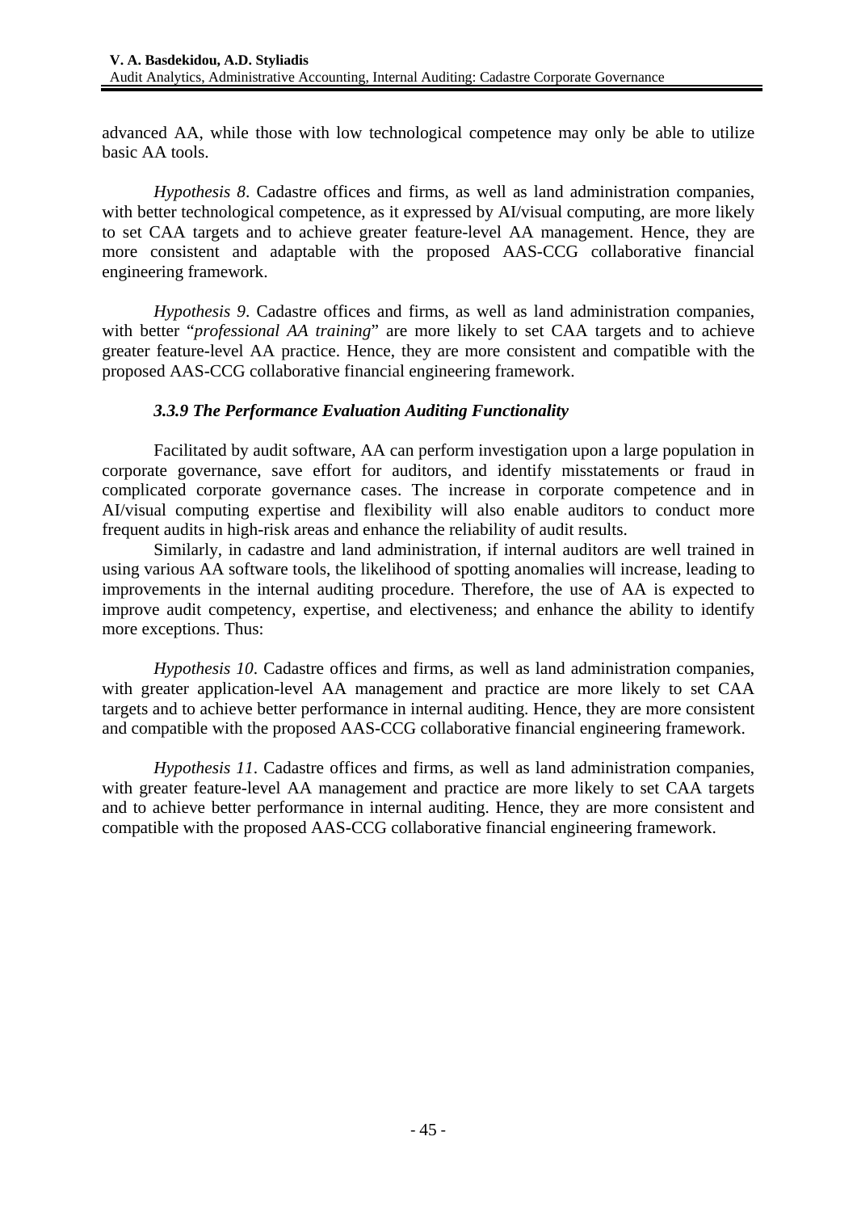advanced AA, while those with low technological competence may only be able to utilize basic AA tools.

*Hypothesis 8*. Cadastre offices and firms, as well as land administration companies, with better technological competence, as it expressed by AI/visual computing, are more likely to set CAA targets and to achieve greater feature-level AA management. Hence, they are more consistent and adaptable with the proposed AAS-CCG collaborative financial engineering framework.

*Hypothesis 9*. Cadastre offices and firms, as well as land administration companies, with better "*professional AA training*" are more likely to set CAA targets and to achieve greater feature-level AA practice. Hence, they are more consistent and compatible with the proposed AAS-CCG collaborative financial engineering framework.

### *3.3.9 The Performance Evaluation Auditing Functionality*

Facilitated by audit software, AA can perform investigation upon a large population in corporate governance, save effort for auditors, and identify misstatements or fraud in complicated corporate governance cases. The increase in corporate competence and in AI/visual computing expertise and flexibility will also enable auditors to conduct more frequent audits in high-risk areas and enhance the reliability of audit results.

Similarly, in cadastre and land administration, if internal auditors are well trained in using various AA software tools, the likelihood of spotting anomalies will increase, leading to improvements in the internal auditing procedure. Therefore, the use of AA is expected to improve audit competency, expertise, and electiveness; and enhance the ability to identify more exceptions. Thus:

*Hypothesis 10*. Cadastre offices and firms, as well as land administration companies, with greater application-level AA management and practice are more likely to set CAA targets and to achieve better performance in internal auditing. Hence, they are more consistent and compatible with the proposed AAS-CCG collaborative financial engineering framework.

*Hypothesis 11*. Cadastre offices and firms, as well as land administration companies, with greater feature-level AA management and practice are more likely to set CAA targets and to achieve better performance in internal auditing. Hence, they are more consistent and compatible with the proposed AAS-CCG collaborative financial engineering framework.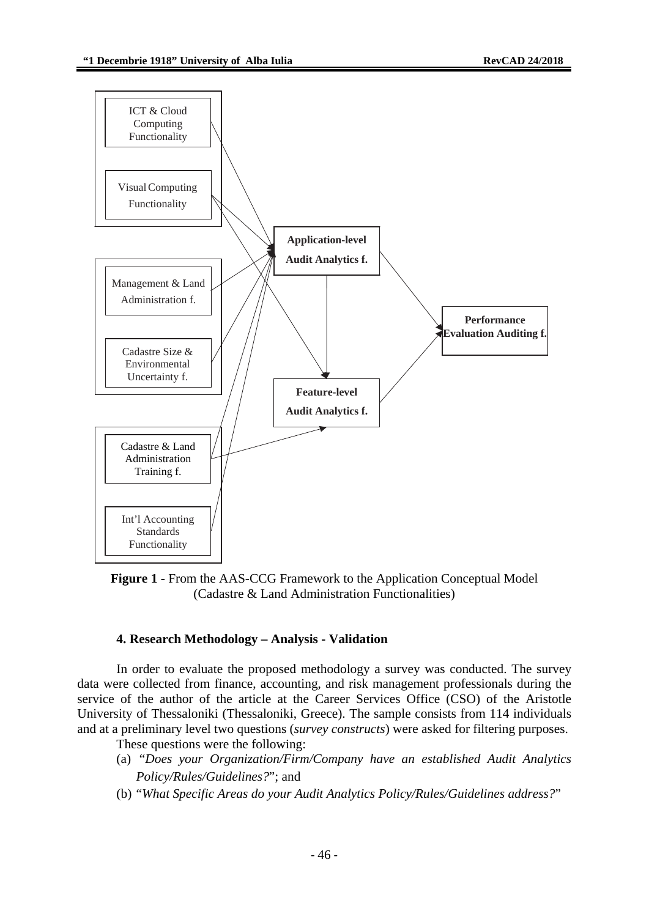**Figure 1 -** From the AAS-CCG Framework to the Application Conceptual Model (Cadastre & Land Administration Functionalities)

### 4. Research Methodology – Analysis - Validation

In order to evaluate the proposed methodology a survey was conducted. The survey data were collected from finance, accounting, and risk management professionals during the service of the author of the article at the Career Services Office (CSO) of the Aristotle University of Thessaloniki (Thessaloniki, Greece). The sample consists from 114 individuals and at a preliminary level two questions (*survey constructs*) were asked for filtering purposes.

These questions were the following:

(a) "*Does your Organization/Firm/Company have an established Audit Analytics Policy/Rules/Guidelines?*"; and

(b) "*What Specific Areas do your Audit Analytics Policy/Rules/Guidelines address?*"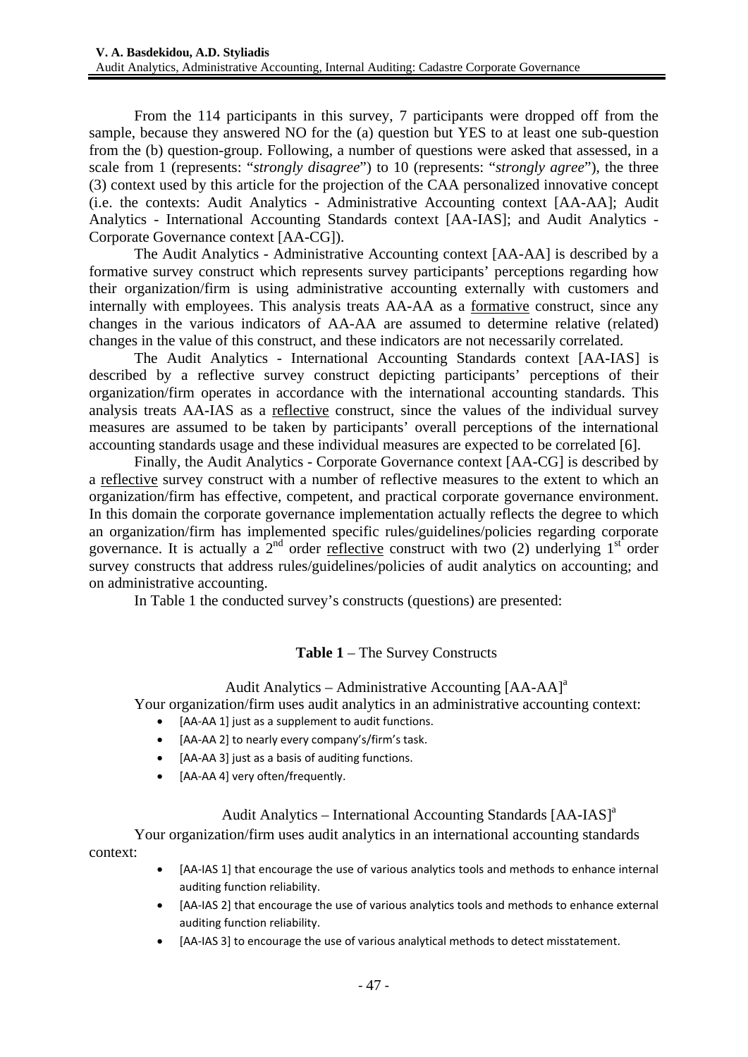From the 114 participants in this survey, 7 participants were dropped off from the sample, because they answered NO for the (a) question but YES to at least one sub-question from the (b) question-group. Following, a number of questions were asked that assessed, in a scale from 1 (represents: "*strongly disagree*") to 10 (represents: "*strongly agree*"), the three (3) context used by this article for the projection of the CAA personalized innovative concept (i.e. the contexts: Audit Analytics - Administrative Accounting context [AA-AA]; Audit Analytics - International Accounting Standards context [AA-IAS]; and Audit Analytics - Corporate Governance context [AA-CG]).

The Audit Analytics - Administrative Accounting context [AA-AA] is described by a formative survey construct which represents survey participants' perceptions regarding how their organization/firm is using administrative accounting externally with customers and internally with employees. This analysis treats AA-AA as a <u>formative</u> construct, since any changes in the various indicators of AA-AA are assumed to determine relative (related) changes in the value of this construct, and these indicators are not necessarily correlated.

The Audit Analytics - International Accounting Standards context [AA-IAS] is described by a reflective survey construct depicting participants' perceptions of their organization/firm operates in accordance with the international accounting standards. This analysis treats AA-IAS as a <u>reflective</u> construct, since the values of the individual survey measures are assumed to be taken by participants' overall perceptions of the international accounting standards usage and these individual measures are expected to be correlated [6].

Finally, the Audit Analytics - Corporate Governance context [AA-CG] is described by a <u>reflective</u> survey construct with a number of reflective measures to the extent to which an organization/firm has effective, competent, and practical corporate governance environment. In this domain the corporate governance implementation actually reflects the degree to which an organization/firm has implemented specific rules/guidelines/policies regarding corporate governance. It is actually a 2nd order <u>reflective</u> construct with two (2) underlying 1st order survey constructs that address rules/guidelines/policies of audit analytics on accounting; and on administrative accounting.

In Table 1 the conducted survey's constructs (questions) are presented:

**Table 1** – The Survey Constructs

Audit Analytics – Administrative Accounting [AA-AA][a]

Your organization/firm uses audit analytics in an administrative accounting context:

- [AA-AA 1] just as a supplement to audit functions.
- [AA-AA 2] to nearly every company's/firm's task.
- [AA-AA 3] just as a basis of auditing functions.
- [AA-AA 4] very often/frequently.

Audit Analytics – International Accounting Standards [AA-IAS][a]

Your organization/firm uses audit analytics in an international accounting standards context:

- [AA-IAS 1] that encourage the use of various analytics tools and methods to enhance internal auditing function reliability.
- [AA-IAS 2] that encourage the use of various analytics tools and methods to enhance external auditing function reliability.
- [AA-IAS 3] to encourage the use of various analytical methods to detect misstatement.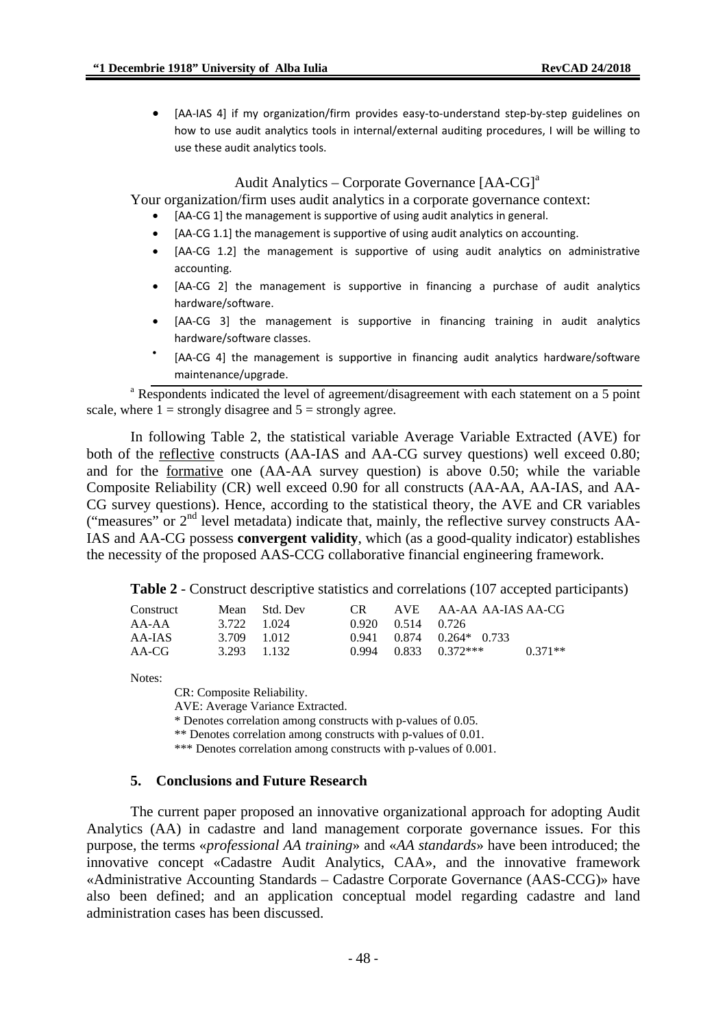- [AA-IAS 4] if my organization/firm provides easy-to-understand step-by-step guidelines on how to use audit analytics tools in internal/external auditing procedures, I will be willing to use these audit analytics tools.

Audit Analytics – Corporate Governance [AA-CG][a]

Your organization/firm uses audit analytics in a corporate governance context:

- [AA-CG 1] the management is supportive of using audit analytics in general.
- [AA-CG 1.1] the management is supportive of using audit analytics on accounting.
- [AA-CG 1.2] the management is supportive of using audit analytics on administrative accounting.
- [AA-CG 2] the management is supportive in financing a purchase of audit analytics hardware/software.
- [AA-CG 3] the management is supportive in financing training in audit analytics hardware/software classes.
- [AA-CG 4] the management is supportive in financing audit analytics hardware/software maintenance/upgrade.

[a] Respondents indicated the level of agreement/disagreement with each statement on a 5 point scale, where 1 = strongly disagree and 5 = strongly agree.

In following Table 2, the statistical variable Average Variable Extracted (AVE) for both of the reflective constructs (AA-IAS and AA-CG survey questions) well exceed 0.80; and for the formative one (AA-AA survey question) is above 0.50; while the variable Composite Reliability (CR) well exceed 0.90 for all constructs (AA-AA, AA-IAS, and AA-CG survey questions). Hence, according to the statistical theory, the AVE and CR variables ("measures" or 2[nd] level metadata) indicate that, mainly, the reflective survey constructs AA-IAS and AA-CG possess **convergent validity**, which (as a good-quality indicator) establishes the necessity of the proposed AAS-CCG collaborative financial engineering framework.

**Table 2** - Construct descriptive statistics and correlations (107 accepted participants)

| Construct | Mean | Std. Dev | CR | AVE | AA-AA | AA-IAS | AA-CG |
|---|---|---|---|---|---|---|---|
| AA-AA | 3.722 | 1.024 | 0.920 | 0.514 | 0.726 | | |
| AA-IAS | 3.709 | 1.012 | 0.941 | 0.874 | 0.264* | 0.733 | |
| AA-CG | 3.293 | 1.132 | 0.994 | 0.833 | 0.372*** | 0.371** | |

Notes:

CR: Composite Reliability.
AVE: Average Variance Extracted.
* Denotes correlation among constructs with p-values of 0.05.
** Denotes correlation among constructs with p-values of 0.01.
*** Denotes correlation among constructs with p-values of 0.001.

## 5. Conclusions and Future Research

The current paper proposed an innovative organizational approach for adopting Audit Analytics (AA) in cadastre and land management corporate governance issues. For this purpose, the terms «*professional AA training*» and «*AA standards*» have been introduced; the innovative concept «Cadastre Audit Analytics, CAA», and the innovative framework «Administrative Accounting Standards – Cadastre Corporate Governance (AAS-CCG)» have also been defined; and an application conceptual model regarding cadastre and land administration cases has been discussed.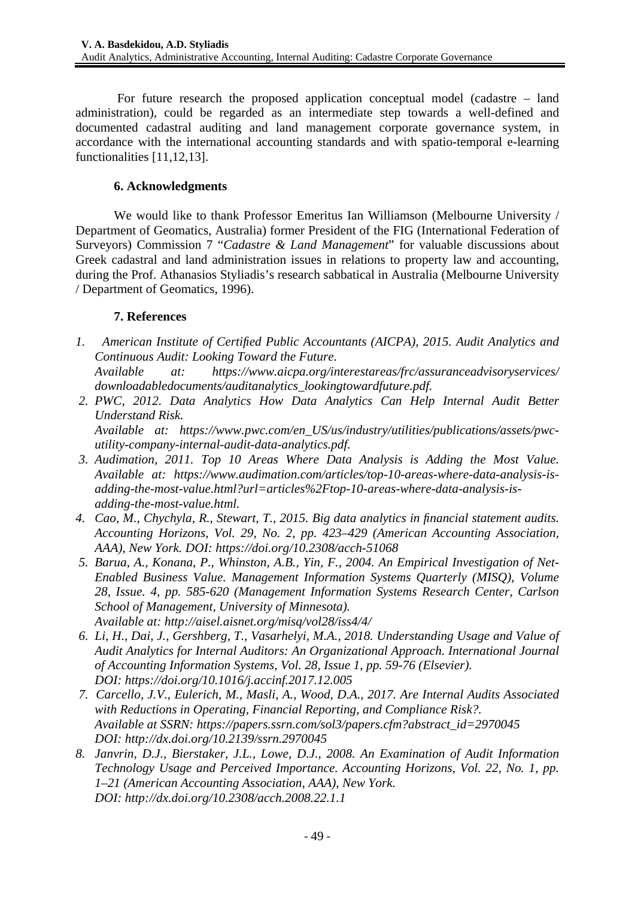For future research the proposed application conceptual model (cadastre – land administration), could be regarded as an intermediate step towards a well-defined and documented cadastral auditing and land management corporate governance system, in accordance with the international accounting standards and with spatio-temporal e-learning functionalities [11,12,13].

## 6. Acknowledgments

We would like to thank Professor Emeritus Ian Williamson (Melbourne University / Department of Geomatics, Australia) former President of the FIG (International Federation of Surveyors) Commission 7 "*Cadastre & Land Management*" for valuable discussions about Greek cadastral and land administration issues in relations to property law and accounting, during the Prof. Athanasios Styliadis's research sabbatical in Australia (Melbourne University / Department of Geomatics, 1996).

## 7. References

1. *American Institute of Certified Public Accountants (AICPA), 2015. Audit Analytics and Continuous Audit: Looking Toward the Future.*
   *Available at: https://www.aicpa.org/interestareas/frc/assuranceadvisoryservices/downloadabledocuments/auditanalytics_lookingtowardfuture.pdf.*
2. *PWC, 2012. Data Analytics How Data Analytics Can Help Internal Audit Better Understand Risk.*
   *Available at: https://www.pwc.com/en_US/us/industry/utilities/publications/assets/pwc-utility-company-internal-audit-data-analytics.pdf.*
3. *Audimation, 2011. Top 10 Areas Where Data Analysis is Adding the Most Value. Available at: https://www.audimation.com/articles/top-10-areas-where-data-analysis-is-adding-the-most-value.html?url=articles%2Ftop-10-areas-where-data-analysis-is-adding-the-most-value.html.*
4. *Cao, M., Chychyla, R., Stewart, T., 2015. Big data analytics in financial statement audits. Accounting Horizons, Vol. 29, No. 2, pp. 423–429 (American Accounting Association, AAA), New York. DOI: https://doi.org/10.2308/acch-51068*
5. *Barua, A., Konana, P., Whinston, A.B., Yin, F., 2004. An Empirical Investigation of Net-Enabled Business Value. Management Information Systems Quarterly (MISQ), Volume 28, Issue. 4, pp. 585-620 (Management Information Systems Research Center, Carlson School of Management, University of Minnesota).*
   *Available at: http://aisel.aisnet.org/misq/vol28/iss4/4/*
6. *Li, H., Dai, J., Gershberg, T., Vasarhelyi, M.A., 2018. Understanding Usage and Value of Audit Analytics for Internal Auditors: An Organizational Approach. International Journal of Accounting Information Systems, Vol. 28, Issue 1, pp. 59-76 (Elsevier).*
   *DOI: https://doi.org/10.1016/j.accinf.2017.12.005*
7. *Carcello, J.V., Eulerich, M., Masli, A., Wood, D.A., 2017. Are Internal Audits Associated with Reductions in Operating, Financial Reporting, and Compliance Risk?.*
   *Available at SSRN: https://papers.ssrn.com/sol3/papers.cfm?abstract_id=2970045*
   *DOI: http://dx.doi.org/10.2139/ssrn.2970045*
8. *Janvrin, D.J., Bierstaker, J.L., Lowe, D.J., 2008. An Examination of Audit Information Technology Usage and Perceived Importance. Accounting Horizons, Vol. 22, No. 1, pp. 1–21 (American Accounting Association, AAA), New York.*
   *DOI: http://dx.doi.org/10.2308/acch.2008.22.1.1*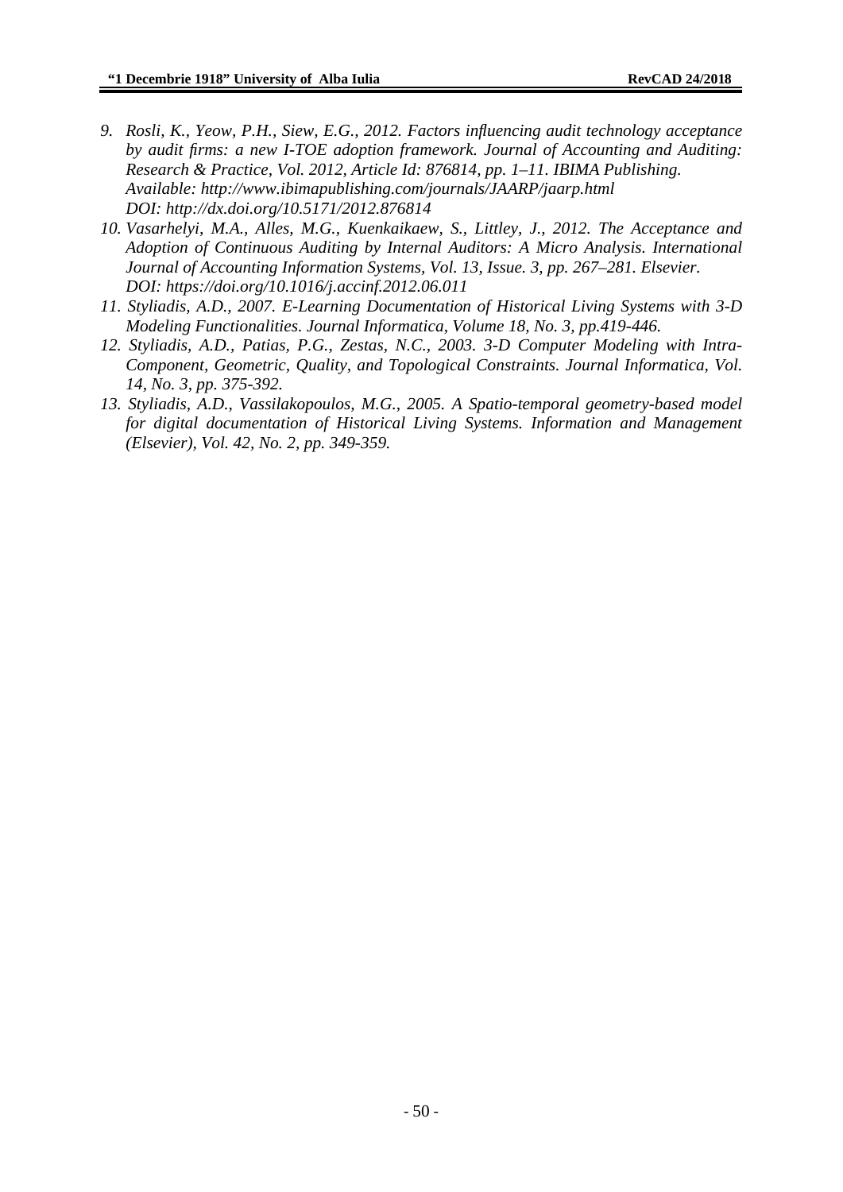9. *Rosli, K., Yeow, P.H., Siew, E.G., 2012. Factors influencing audit technology acceptance by audit firms: a new I-TOE adoption framework. Journal of Accounting and Auditing: Research & Practice, Vol. 2012, Article Id: 876814, pp. 1–11. IBIMA Publishing. Available: http://www.ibimapublishing.com/journals/JAARP/jaarp.html DOI: http://dx.doi.org/10.5171/2012.876814*
10. *Vasarhelyi, M.A., Alles, M.G., Kuenkaikaew, S., Littley, J., 2012. The Acceptance and Adoption of Continuous Auditing by Internal Auditors: A Micro Analysis. International Journal of Accounting Information Systems, Vol. 13, Issue. 3, pp. 267–281. Elsevier. DOI: https://doi.org/10.1016/j.accinf.2012.06.011*
11. *Styliadis, A.D., 2007. E-Learning Documentation of Historical Living Systems with 3-D Modeling Functionalities. Journal Informatica, Volume 18, No. 3, pp.419-446.*
12. *Styliadis, A.D., Patias, P.G., Zestas, N.C., 2003. 3-D Computer Modeling with Intra-Component, Geometric, Quality, and Topological Constraints. Journal Informatica, Vol. 14, No. 3, pp. 375-392.*
13. *Styliadis, A.D., Vassilakopoulos, M.G., 2005. A Spatio-temporal geometry-based model for digital documentation of Historical Living Systems. Information and Management (Elsevier), Vol. 42, No. 2, pp. 349-359.*